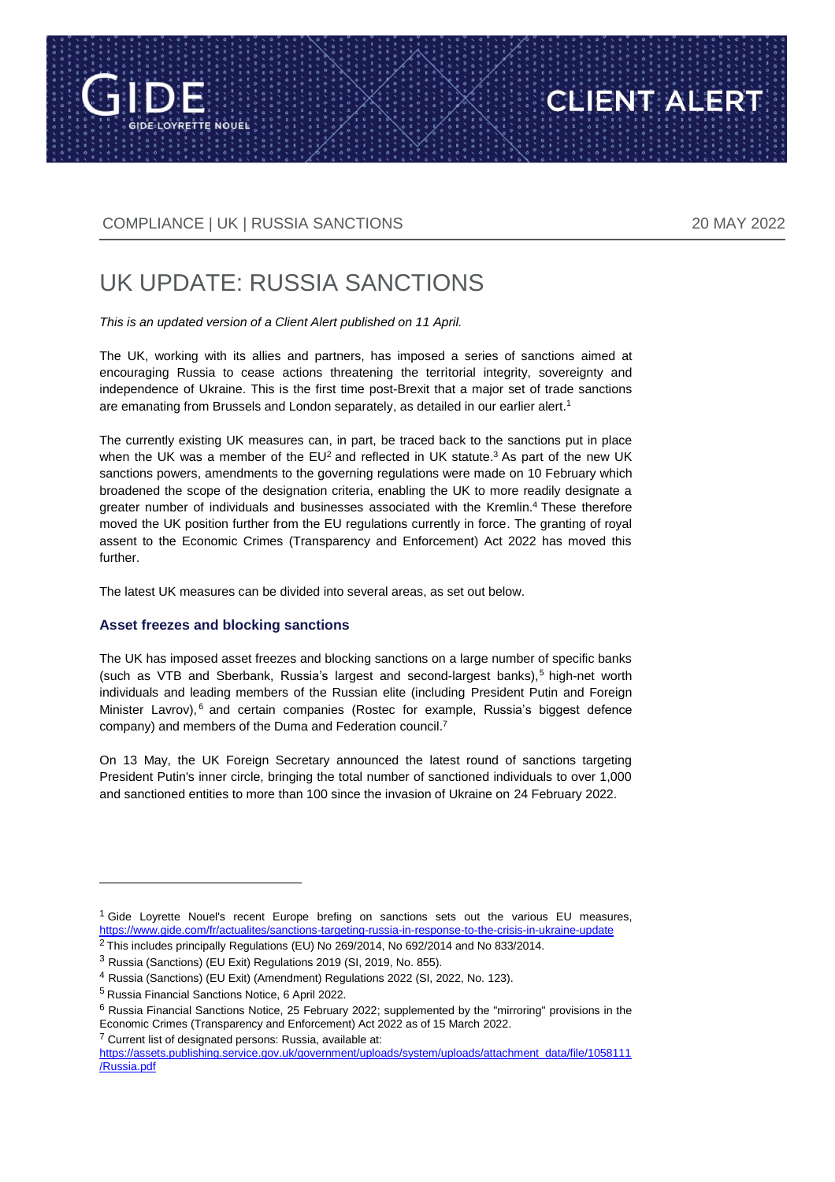GIDE LOYRETTE NOUEL

CLIENT ALERT

COMPLIANCE | UK | RUSSIA SANCTIONS

20 MAY 2022

# UK UPDATE: RUSSIA SANCTIONS

*This is an updated version of a Client Alert published on 11 April.*

The UK, working with its allies and partners, has imposed a series of sanctions aimed at encouraging Russia to cease actions threatening the territorial integrity, sovereignty and independence of Ukraine. This is the first time post-Brexit that a major set of trade sanctions are emanating from Brussels and London separately, as detailed in our earlier alert.[1]

The currently existing UK measures can, in part, be traced back to the sanctions put in place when the UK was a member of the EU[2] and reflected in UK statute.[3] As part of the new UK sanctions powers, amendments to the governing regulations were made on 10 February which broadened the scope of the designation criteria, enabling the UK to more readily designate a greater number of individuals and businesses associated with the Kremlin.[4] These therefore moved the UK position further from the EU regulations currently in force. The granting of royal assent to the Economic Crimes (Transparency and Enforcement) Act 2022 has moved this further.

The latest UK measures can be divided into several areas, as set out below.

### Asset freezes and blocking sanctions

The UK has imposed asset freezes and blocking sanctions on a large number of specific banks (such as VTB and Sberbank, Russia's largest and second-largest banks),[5] high-net worth individuals and leading members of the Russian elite (including President Putin and Foreign Minister Lavrov),[6] and certain companies (Rostec for example, Russia's biggest defence company) and members of the Duma and Federation council.[7]

On 13 May, the UK Foreign Secretary announced the latest round of sanctions targeting President Putin's inner circle, bringing the total number of sanctioned individuals to over 1,000 and sanctioned entities to more than 100 since the invasion of Ukraine on 24 February 2022.

---

[1] Gide Loyrette Nouel's recent Europe brefing on sanctions sets out the various EU measures, https://www.gide.com/fr/actualites/sanctions-targeting-russia-in-response-to-the-crisis-in-ukraine-update

[2] This includes principally Regulations (EU) No 269/2014, No 692/2014 and No 833/2014.

[3] Russia (Sanctions) (EU Exit) Regulations 2019 (SI, 2019, No. 855).

[4] Russia (Sanctions) (EU Exit) (Amendment) Regulations 2022 (SI, 2022, No. 123).

[5] Russia Financial Sanctions Notice, 6 April 2022.

[6] Russia Financial Sanctions Notice, 25 February 2022; supplemented by the "mirroring" provisions in the Economic Crimes (Transparency and Enforcement) Act 2022 as of 15 March 2022.

[7] Current list of designated persons: Russia, available at: https://assets.publishing.service.gov.uk/government/uploads/system/uploads/attachment_data/file/1058111/Russia.pdf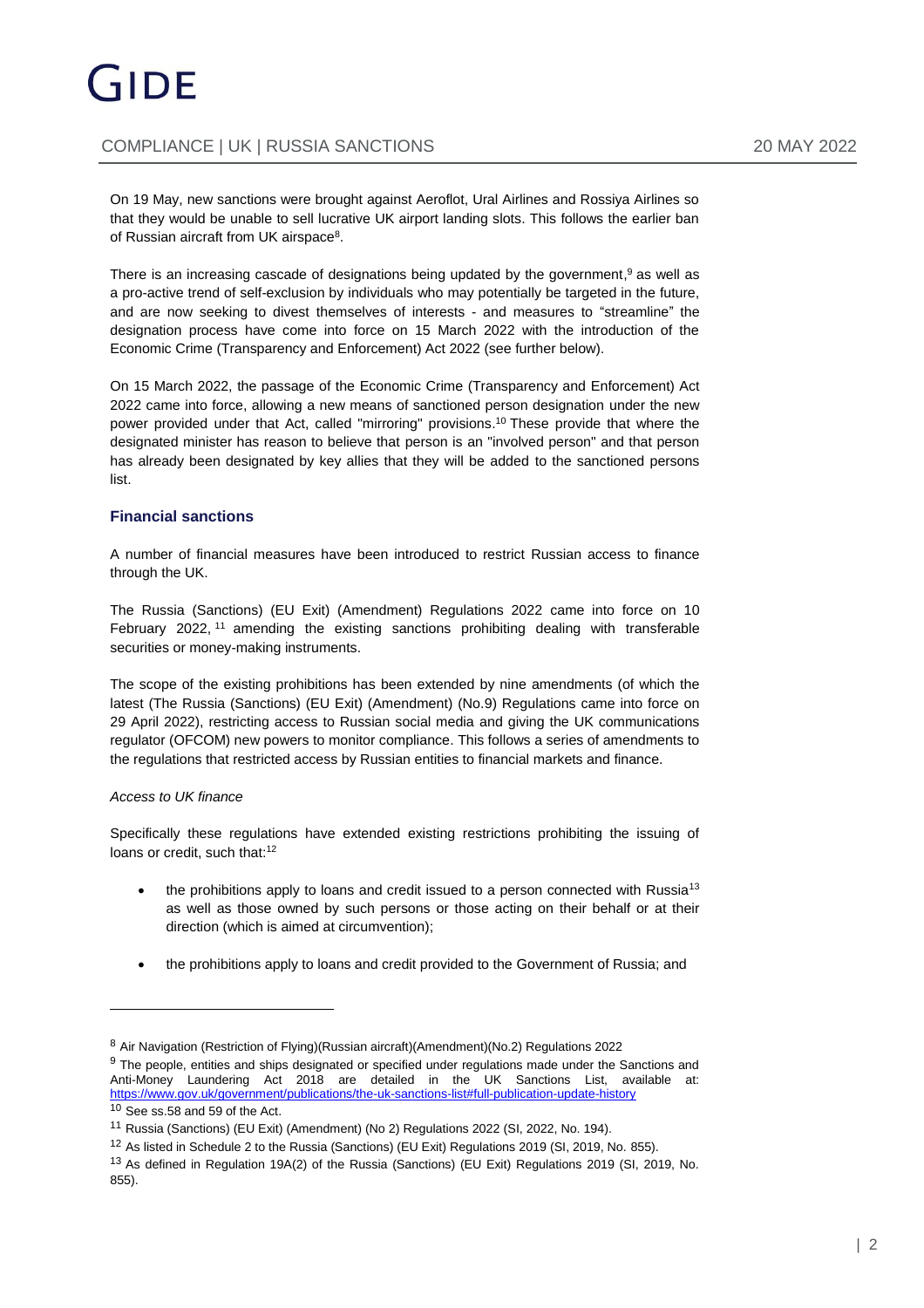On 19 May, new sanctions were brought against Aeroflot, Ural Airlines and Rossiya Airlines so that they would be unable to sell lucrative UK airport landing slots. This follows the earlier ban of Russian aircraft from UK airspace[8].

There is an increasing cascade of designations being updated by the government,[9] as well as a pro-active trend of self-exclusion by individuals who may potentially be targeted in the future, and are now seeking to divest themselves of interests - and measures to "streamline" the designation process have come into force on 15 March 2022 with the introduction of the Economic Crime (Transparency and Enforcement) Act 2022 (see further below).

On 15 March 2022, the passage of the Economic Crime (Transparency and Enforcement) Act 2022 came into force, allowing a new means of sanctioned person designation under the new power provided under that Act, called "mirroring" provisions.[10] These provide that where the designated minister has reason to believe that person is an "involved person" and that person has already been designated by key allies that they will be added to the sanctioned persons list.

## Financial sanctions

A number of financial measures have been introduced to restrict Russian access to finance through the UK.

The Russia (Sanctions) (EU Exit) (Amendment) Regulations 2022 came into force on 10 February 2022,[11] amending the existing sanctions prohibiting dealing with transferable securities or money-making instruments.

The scope of the existing prohibitions has been extended by nine amendments (of which the latest (The Russia (Sanctions) (EU Exit) (Amendment) (No.9) Regulations came into force on 29 April 2022), restricting access to Russian social media and giving the UK communications regulator (OFCOM) new powers to monitor compliance. This follows a series of amendments to the regulations that restricted access by Russian entities to financial markets and finance.

*Access to UK finance*

Specifically these regulations have extended existing restrictions prohibiting the issuing of loans or credit, such that:[12]

- the prohibitions apply to loans and credit issued to a person connected with Russia[13] as well as those owned by such persons or those acting on their behalf or at their direction (which is aimed at circumvention);
- the prohibitions apply to loans and credit provided to the Government of Russia; and

---

[8] Air Navigation (Restriction of Flying)(Russian aircraft)(Amendment)(No.2) Regulations 2022

[9] The people, entities and ships designated or specified under regulations made under the Sanctions and Anti-Money Laundering Act 2018 are detailed in the UK Sanctions List, available at: https://www.gov.uk/government/publications/the-uk-sanctions-list#full-publication-update-history

[10] See ss.58 and 59 of the Act.

[11] Russia (Sanctions) (EU Exit) (Amendment) (No 2) Regulations 2022 (SI, 2022, No. 194).

[12] As listed in Schedule 2 to the Russia (Sanctions) (EU Exit) Regulations 2019 (SI, 2019, No. 855).

[13] As defined in Regulation 19A(2) of the Russia (Sanctions) (EU Exit) Regulations 2019 (SI, 2019, No. 855).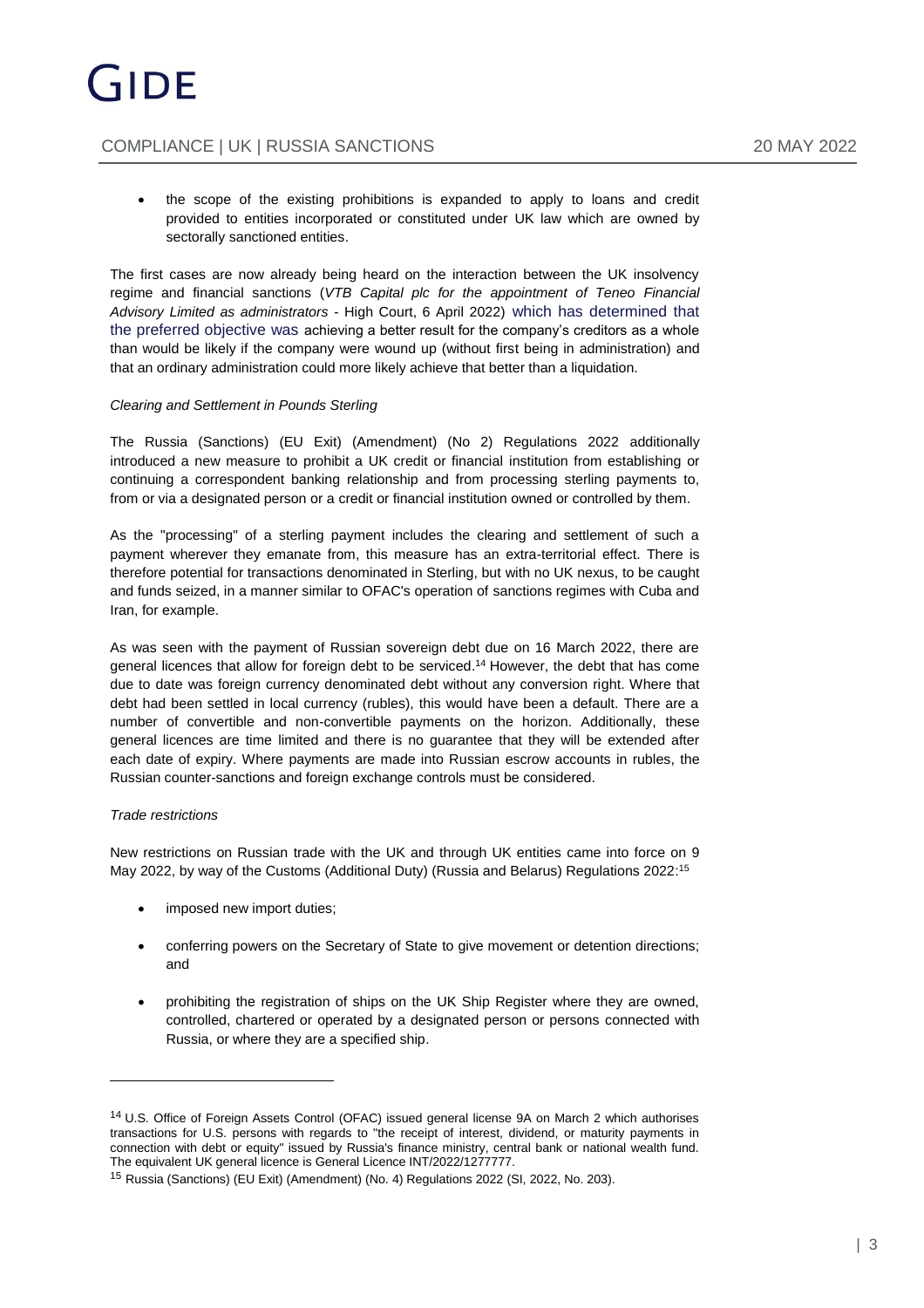- the scope of the existing prohibitions is expanded to apply to loans and credit provided to entities incorporated or constituted under UK law which are owned by sectorally sanctioned entities.

The first cases are now already being heard on the interaction between the UK insolvency regime and financial sanctions (*VTB Capital plc for the appointment of Teneo Financial Advisory Limited as administrators* - High Court, 6 April 2022) which has determined that the preferred objective was achieving a better result for the company's creditors as a whole than would be likely if the company were wound up (without first being in administration) and that an ordinary administration could more likely achieve that better than a liquidation.

*Clearing and Settlement in Pounds Sterling*

The Russia (Sanctions) (EU Exit) (Amendment) (No 2) Regulations 2022 additionally introduced a new measure to prohibit a UK credit or financial institution from establishing or continuing a correspondent banking relationship and from processing sterling payments to, from or via a designated person or a credit or financial institution owned or controlled by them.

As the "processing" of a sterling payment includes the clearing and settlement of such a payment wherever they emanate from, this measure has an extra-territorial effect. There is therefore potential for transactions denominated in Sterling, but with no UK nexus, to be caught and funds seized, in a manner similar to OFAC's operation of sanctions regimes with Cuba and Iran, for example.

As was seen with the payment of Russian sovereign debt due on 16 March 2022, there are general licences that allow for foreign debt to be serviced.[14] However, the debt that has come due to date was foreign currency denominated debt without any conversion right. Where that debt had been settled in local currency (rubles), this would have been a default. There are a number of convertible and non-convertible payments on the horizon. Additionally, these general licences are time limited and there is no guarantee that they will be extended after each date of expiry. Where payments are made into Russian escrow accounts in rubles, the Russian counter-sanctions and foreign exchange controls must be considered.

*Trade restrictions*

New restrictions on Russian trade with the UK and through UK entities came into force on 9 May 2022, by way of the Customs (Additional Duty) (Russia and Belarus) Regulations 2022:[15]

- imposed new import duties;
- conferring powers on the Secretary of State to give movement or detention directions; and
- prohibiting the registration of ships on the UK Ship Register where they are owned, controlled, chartered or operated by a designated person or persons connected with Russia, or where they are a specified ship.

---

[14] U.S. Office of Foreign Assets Control (OFAC) issued general license 9A on March 2 which authorises transactions for U.S. persons with regards to "the receipt of interest, dividend, or maturity payments in connection with debt or equity" issued by Russia's finance ministry, central bank or national wealth fund. The equivalent UK general licence is General Licence INT/2022/1277777.

[15] Russia (Sanctions) (EU Exit) (Amendment) (No. 4) Regulations 2022 (SI, 2022, No. 203).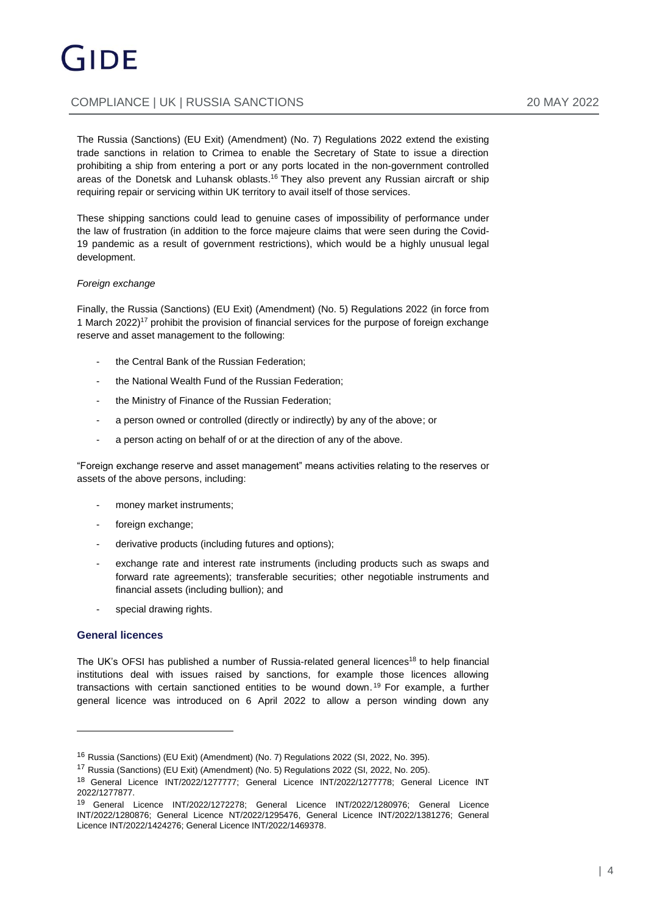The Russia (Sanctions) (EU Exit) (Amendment) (No. 7) Regulations 2022 extend the existing trade sanctions in relation to Crimea to enable the Secretary of State to issue a direction prohibiting a ship from entering a port or any ports located in the non-government controlled areas of the Donetsk and Luhansk oblasts.[16] They also prevent any Russian aircraft or ship requiring repair or servicing within UK territory to avail itself of those services.

These shipping sanctions could lead to genuine cases of impossibility of performance under the law of frustration (in addition to the force majeure claims that were seen during the Covid-19 pandemic as a result of government restrictions), which would be a highly unusual legal development.

*Foreign exchange*

Finally, the Russia (Sanctions) (EU Exit) (Amendment) (No. 5) Regulations 2022 (in force from 1 March 2022)[17] prohibit the provision of financial services for the purpose of foreign exchange reserve and asset management to the following:

- the Central Bank of the Russian Federation;
- the National Wealth Fund of the Russian Federation;
- the Ministry of Finance of the Russian Federation;
- a person owned or controlled (directly or indirectly) by any of the above; or
- a person acting on behalf of or at the direction of any of the above.

"Foreign exchange reserve and asset management" means activities relating to the reserves or assets of the above persons, including:

- money market instruments;
- foreign exchange;
- derivative products (including futures and options);
- exchange rate and interest rate instruments (including products such as swaps and forward rate agreements); transferable securities; other negotiable instruments and financial assets (including bullion); and
- special drawing rights.

## General licences

The UK's OFSI has published a number of Russia-related general licences[18] to help financial institutions deal with issues raised by sanctions, for example those licences allowing transactions with certain sanctioned entities to be wound down.[19] For example, a further general licence was introduced on 6 April 2022 to allow a person winding down any

---

[16] Russia (Sanctions) (EU Exit) (Amendment) (No. 7) Regulations 2022 (SI, 2022, No. 395).

[17] Russia (Sanctions) (EU Exit) (Amendment) (No. 5) Regulations 2022 (SI, 2022, No. 205).

[18] General Licence INT/2022/1277777; General Licence INT/2022/1277778; General Licence INT 2022/1277877.

[19] General Licence INT/2022/1272278; General Licence INT/2022/1280976; General Licence INT/2022/1280876; General Licence NT/2022/1295476, General Licence INT/2022/1381276; General Licence INT/2022/1424276; General Licence INT/2022/1469378.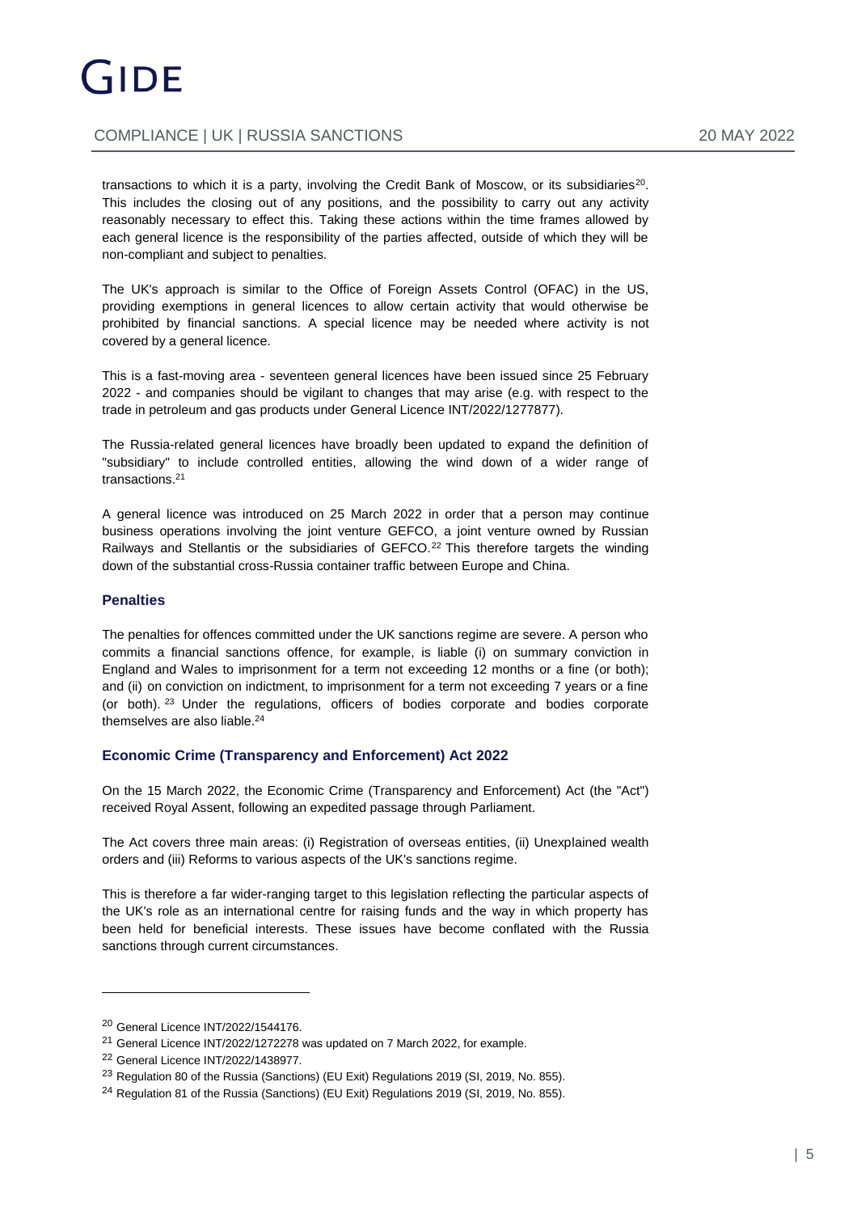transactions to which it is a party, involving the Credit Bank of Moscow, or its subsidiaries[20]. This includes the closing out of any positions, and the possibility to carry out any activity reasonably necessary to effect this. Taking these actions within the time frames allowed by each general licence is the responsibility of the parties affected, outside of which they will be non-compliant and subject to penalties.

The UK's approach is similar to the Office of Foreign Assets Control (OFAC) in the US, providing exemptions in general licences to allow certain activity that would otherwise be prohibited by financial sanctions. A special licence may be needed where activity is not covered by a general licence.

This is a fast-moving area - seventeen general licences have been issued since 25 February 2022 - and companies should be vigilant to changes that may arise (e.g. with respect to the trade in petroleum and gas products under General Licence INT/2022/1277877).

The Russia-related general licences have broadly been updated to expand the definition of "subsidiary" to include controlled entities, allowing the wind down of a wider range of transactions.[21]

A general licence was introduced on 25 March 2022 in order that a person may continue business operations involving the joint venture GEFCO, a joint venture owned by Russian Railways and Stellantis or the subsidiaries of GEFCO.[22] This therefore targets the winding down of the substantial cross-Russia container traffic between Europe and China.

### Penalties

The penalties for offences committed under the UK sanctions regime are severe. A person who commits a financial sanctions offence, for example, is liable (i) on summary conviction in England and Wales to imprisonment for a term not exceeding 12 months or a fine (or both); and (ii) on conviction on indictment, to imprisonment for a term not exceeding 7 years or a fine (or both).[23] Under the regulations, officers of bodies corporate and bodies corporate themselves are also liable.[24]

### Economic Crime (Transparency and Enforcement) Act 2022

On the 15 March 2022, the Economic Crime (Transparency and Enforcement) Act (the "Act") received Royal Assent, following an expedited passage through Parliament.

The Act covers three main areas: (i) Registration of overseas entities, (ii) Unexplained wealth orders and (iii) Reforms to various aspects of the UK's sanctions regime.

This is therefore a far wider-ranging target to this legislation reflecting the particular aspects of the UK's role as an international centre for raising funds and the way in which property has been held for beneficial interests. These issues have become conflated with the Russia sanctions through current circumstances.

---

[20] General Licence INT/2022/1544176.

[21] General Licence INT/2022/1272278 was updated on 7 March 2022, for example.

[22] General Licence INT/2022/1438977.

[23] Regulation 80 of the Russia (Sanctions) (EU Exit) Regulations 2019 (SI, 2019, No. 855).

[24] Regulation 81 of the Russia (Sanctions) (EU Exit) Regulations 2019 (SI, 2019, No. 855).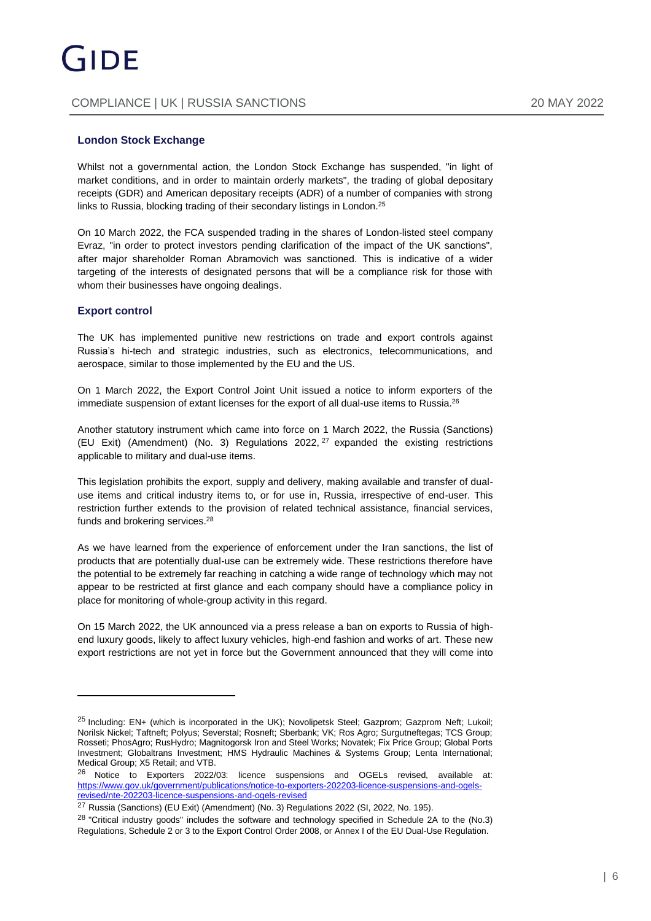### London Stock Exchange

Whilst not a governmental action, the London Stock Exchange has suspended, "in light of market conditions, and in order to maintain orderly markets", the trading of global depositary receipts (GDR) and American depositary receipts (ADR) of a number of companies with strong links to Russia, blocking trading of their secondary listings in London.[25]

On 10 March 2022, the FCA suspended trading in the shares of London-listed steel company Evraz, "in order to protect investors pending clarification of the impact of the UK sanctions", after major shareholder Roman Abramovich was sanctioned. This is indicative of a wider targeting of the interests of designated persons that will be a compliance risk for those with whom their businesses have ongoing dealings.

### Export control

The UK has implemented punitive new restrictions on trade and export controls against Russia's hi-tech and strategic industries, such as electronics, telecommunications, and aerospace, similar to those implemented by the EU and the US.

On 1 March 2022, the Export Control Joint Unit issued a notice to inform exporters of the immediate suspension of extant licenses for the export of all dual-use items to Russia.[26]

Another statutory instrument which came into force on 1 March 2022, the Russia (Sanctions) (EU Exit) (Amendment) (No. 3) Regulations 2022,[27] expanded the existing restrictions applicable to military and dual-use items.

This legislation prohibits the export, supply and delivery, making available and transfer of dual-use items and critical industry items to, or for use in, Russia, irrespective of end-user. This restriction further extends to the provision of related technical assistance, financial services, funds and brokering services.[28]

As we have learned from the experience of enforcement under the Iran sanctions, the list of products that are potentially dual-use can be extremely wide. These restrictions therefore have the potential to be extremely far reaching in catching a wide range of technology which may not appear to be restricted at first glance and each company should have a compliance policy in place for monitoring of whole-group activity in this regard.

On 15 March 2022, the UK announced via a press release a ban on exports to Russia of high-end luxury goods, likely to affect luxury vehicles, high-end fashion and works of art. These new export restrictions are not yet in force but the Government announced that they will come into

---

[25] Including: EN+ (which is incorporated in the UK); Novolipetsk Steel; Gazprom; Gazprom Neft; Lukoil; Norilsk Nickel; Taftneft; Polyus; Severstal; Rosneft; Sberbank; VK; Ros Agro; Surgutneftegas; TCS Group; Rosseti; PhosAgro; RusHydro; Magnitogorsk Iron and Steel Works; Novatek; Fix Price Group; Global Ports Investment; Globaltrans Investment; HMS Hydraulic Machines & Systems Group; Lenta International; Medical Group; X5 Retail; and VTB.

[26] Notice to Exporters 2022/03: licence suspensions and OGELs revised, available at: https://www.gov.uk/government/publications/notice-to-exporters-202203-licence-suspensions-and-ogels-revised/nte-202203-licence-suspensions-and-ogels-revised

[27] Russia (Sanctions) (EU Exit) (Amendment) (No. 3) Regulations 2022 (SI, 2022, No. 195).

[28] "Critical industry goods" includes the software and technology specified in Schedule 2A to the (No.3) Regulations, Schedule 2 or 3 to the Export Control Order 2008, or Annex I of the EU Dual-Use Regulation.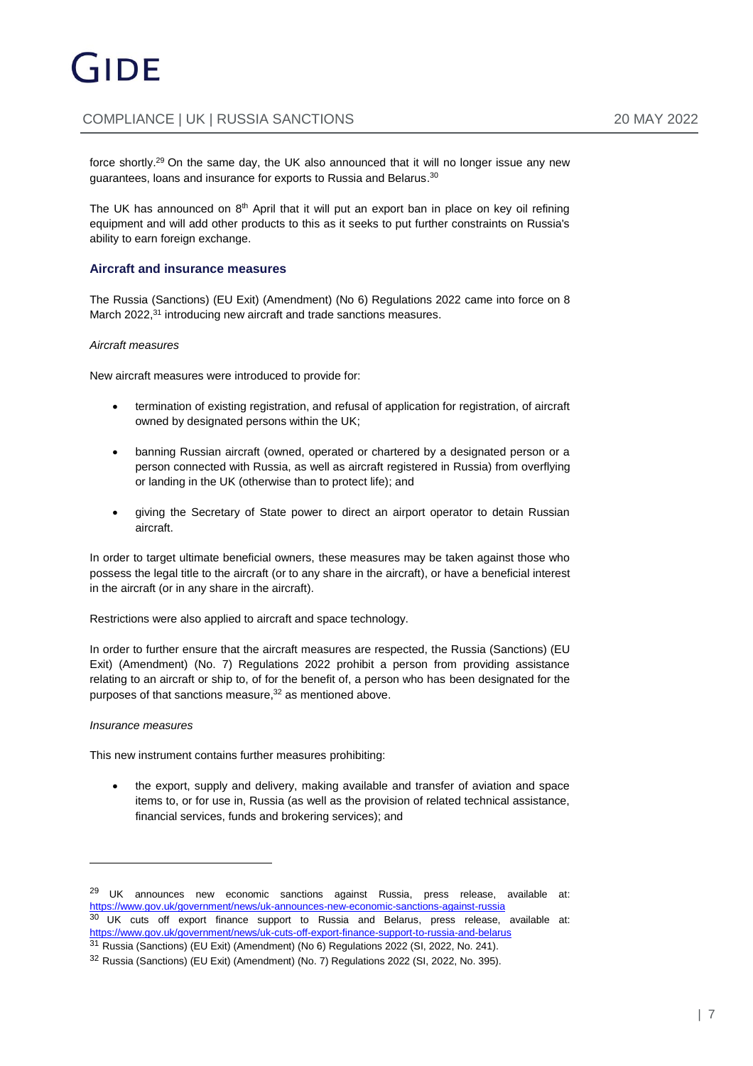force shortly.[29] On the same day, the UK also announced that it will no longer issue any new guarantees, loans and insurance for exports to Russia and Belarus.[30]

The UK has announced on 8th April that it will put an export ban in place on key oil refining equipment and will add other products to this as it seeks to put further constraints on Russia's ability to earn foreign exchange.

### Aircraft and insurance measures

The Russia (Sanctions) (EU Exit) (Amendment) (No 6) Regulations 2022 came into force on 8 March 2022,[31] introducing new aircraft and trade sanctions measures.

*Aircraft measures*

New aircraft measures were introduced to provide for:

- termination of existing registration, and refusal of application for registration, of aircraft owned by designated persons within the UK;
- banning Russian aircraft (owned, operated or chartered by a designated person or a person connected with Russia, as well as aircraft registered in Russia) from overflying or landing in the UK (otherwise than to protect life); and
- giving the Secretary of State power to direct an airport operator to detain Russian aircraft.

In order to target ultimate beneficial owners, these measures may be taken against those who possess the legal title to the aircraft (or to any share in the aircraft), or have a beneficial interest in the aircraft (or in any share in the aircraft).

Restrictions were also applied to aircraft and space technology.

In order to further ensure that the aircraft measures are respected, the Russia (Sanctions) (EU Exit) (Amendment) (No. 7) Regulations 2022 prohibit a person from providing assistance relating to an aircraft or ship to, of for the benefit of, a person who has been designated for the purposes of that sanctions measure,[32] as mentioned above.

*Insurance measures*

This new instrument contains further measures prohibiting:

- the export, supply and delivery, making available and transfer of aviation and space items to, or for use in, Russia (as well as the provision of related technical assistance, financial services, funds and brokering services); and

---

[29] UK announces new economic sanctions against Russia, press release, available at: https://www.gov.uk/government/news/uk-announces-new-economic-sanctions-against-russia

[30] UK cuts off export finance support to Russia and Belarus, press release, available at: https://www.gov.uk/government/news/uk-cuts-off-export-finance-support-to-russia-and-belarus

[31] Russia (Sanctions) (EU Exit) (Amendment) (No 6) Regulations 2022 (SI, 2022, No. 241).

[32] Russia (Sanctions) (EU Exit) (Amendment) (No. 7) Regulations 2022 (SI, 2022, No. 395).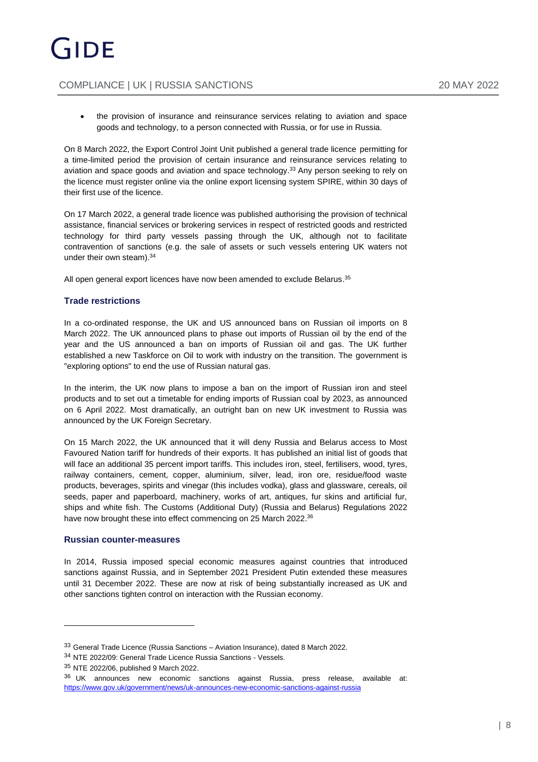- the provision of insurance and reinsurance services relating to aviation and space goods and technology, to a person connected with Russia, or for use in Russia.

On 8 March 2022, the Export Control Joint Unit published a general trade licence permitting for a time-limited period the provision of certain insurance and reinsurance services relating to aviation and space goods and aviation and space technology.[33] Any person seeking to rely on the licence must register online via the online export licensing system SPIRE, within 30 days of their first use of the licence.

On 17 March 2022, a general trade licence was published authorising the provision of technical assistance, financial services or brokering services in respect of restricted goods and restricted technology for third party vessels passing through the UK, although not to facilitate contravention of sanctions (e.g. the sale of assets or such vessels entering UK waters not under their own steam).[34]

All open general export licences have now been amended to exclude Belarus.[35]

### Trade restrictions

In a co-ordinated response, the UK and US announced bans on Russian oil imports on 8 March 2022. The UK announced plans to phase out imports of Russian oil by the end of the year and the US announced a ban on imports of Russian oil and gas. The UK further established a new Taskforce on Oil to work with industry on the transition. The government is "exploring options" to end the use of Russian natural gas.

In the interim, the UK now plans to impose a ban on the import of Russian iron and steel products and to set out a timetable for ending imports of Russian coal by 2023, as announced on 6 April 2022. Most dramatically, an outright ban on new UK investment to Russia was announced by the UK Foreign Secretary.

On 15 March 2022, the UK announced that it will deny Russia and Belarus access to Most Favoured Nation tariff for hundreds of their exports. It has published an initial list of goods that will face an additional 35 percent import tariffs. This includes iron, steel, fertilisers, wood, tyres, railway containers, cement, copper, aluminium, silver, lead, iron ore, residue/food waste products, beverages, spirits and vinegar (this includes vodka), glass and glassware, cereals, oil seeds, paper and paperboard, machinery, works of art, antiques, fur skins and artificial fur, ships and white fish. The Customs (Additional Duty) (Russia and Belarus) Regulations 2022 have now brought these into effect commencing on 25 March 2022.[36]

### Russian counter-measures

In 2014, Russia imposed special economic measures against countries that introduced sanctions against Russia, and in September 2021 President Putin extended these measures until 31 December 2022. These are now at risk of being substantially increased as UK and other sanctions tighten control on interaction with the Russian economy.

---

[33] General Trade Licence (Russia Sanctions – Aviation Insurance), dated 8 March 2022.

[34] NTE 2022/09: General Trade Licence Russia Sanctions - Vessels.

[35] NTE 2022/06, published 9 March 2022.

[36] UK announces new economic sanctions against Russia, press release, available at: https://www.gov.uk/government/news/uk-announces-new-economic-sanctions-against-russia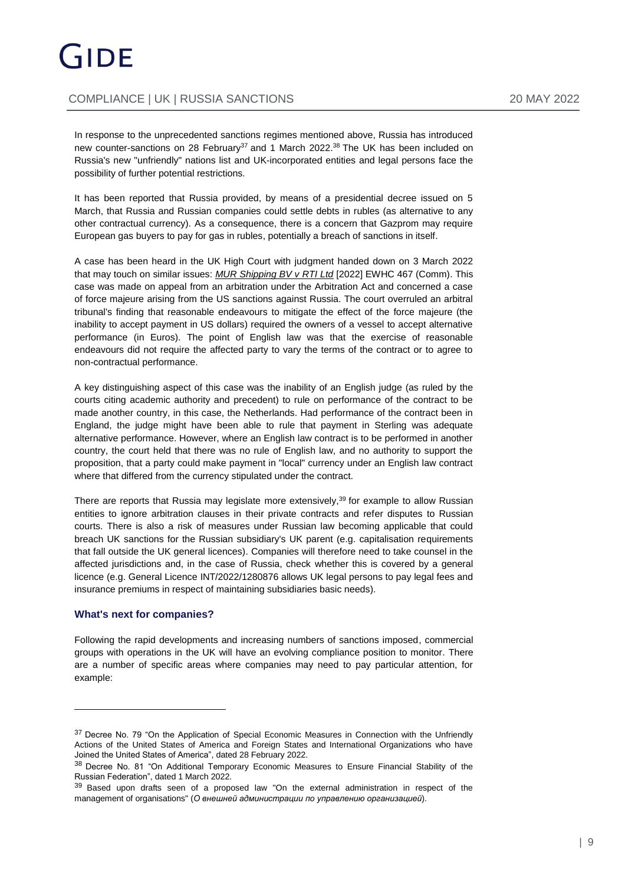In response to the unprecedented sanctions regimes mentioned above, Russia has introduced new counter-sanctions on 28 February[37] and 1 March 2022.[38] The UK has been included on Russia's new "unfriendly" nations list and UK-incorporated entities and legal persons face the possibility of further potential restrictions.

It has been reported that Russia provided, by means of a presidential decree issued on 5 March, that Russia and Russian companies could settle debts in rubles (as alternative to any other contractual currency). As a consequence, there is a concern that Gazprom may require European gas buyers to pay for gas in rubles, potentially a breach of sanctions in itself.

A case has been heard in the UK High Court with judgment handed down on 3 March 2022 that may touch on similar issues: *MUR Shipping BV v RTI Ltd* [2022] EWHC 467 (Comm). This case was made on appeal from an arbitration under the Arbitration Act and concerned a case of force majeure arising from the US sanctions against Russia. The court overruled an arbitral tribunal's finding that reasonable endeavours to mitigate the effect of the force majeure (the inability to accept payment in US dollars) required the owners of a vessel to accept alternative performance (in Euros). The point of English law was that the exercise of reasonable endeavours did not require the affected party to vary the terms of the contract or to agree to non-contractual performance.

A key distinguishing aspect of this case was the inability of an English judge (as ruled by the courts citing academic authority and precedent) to rule on performance of the contract to be made another country, in this case, the Netherlands. Had performance of the contract been in England, the judge might have been able to rule that payment in Sterling was adequate alternative performance. However, where an English law contract is to be performed in another country, the court held that there was no rule of English law, and no authority to support the proposition, that a party could make payment in "local" currency under an English law contract where that differed from the currency stipulated under the contract.

There are reports that Russia may legislate more extensively,[39] for example to allow Russian entities to ignore arbitration clauses in their private contracts and refer disputes to Russian courts. There is also a risk of measures under Russian law becoming applicable that could breach UK sanctions for the Russian subsidiary's UK parent (e.g. capitalisation requirements that fall outside the UK general licences). Companies will therefore need to take counsel in the affected jurisdictions and, in the case of Russia, check whether this is covered by a general licence (e.g. General Licence INT/2022/1280876 allows UK legal persons to pay legal fees and insurance premiums in respect of maintaining subsidiaries basic needs).

### What's next for companies?

Following the rapid developments and increasing numbers of sanctions imposed, commercial groups with operations in the UK will have an evolving compliance position to monitor. There are a number of specific areas where companies may need to pay particular attention, for example:

---

[37] Decree No. 79 "On the Application of Special Economic Measures in Connection with the Unfriendly Actions of the United States of America and Foreign States and International Organizations who have Joined the United States of America", dated 28 February 2022.

[38] Decree No. 81 "On Additional Temporary Economic Measures to Ensure Financial Stability of the Russian Federation", dated 1 March 2022.

[39] Based upon drafts seen of a proposed law "On the external administration in respect of the management of organisations" (*О внешней администрации по управлению организацией*).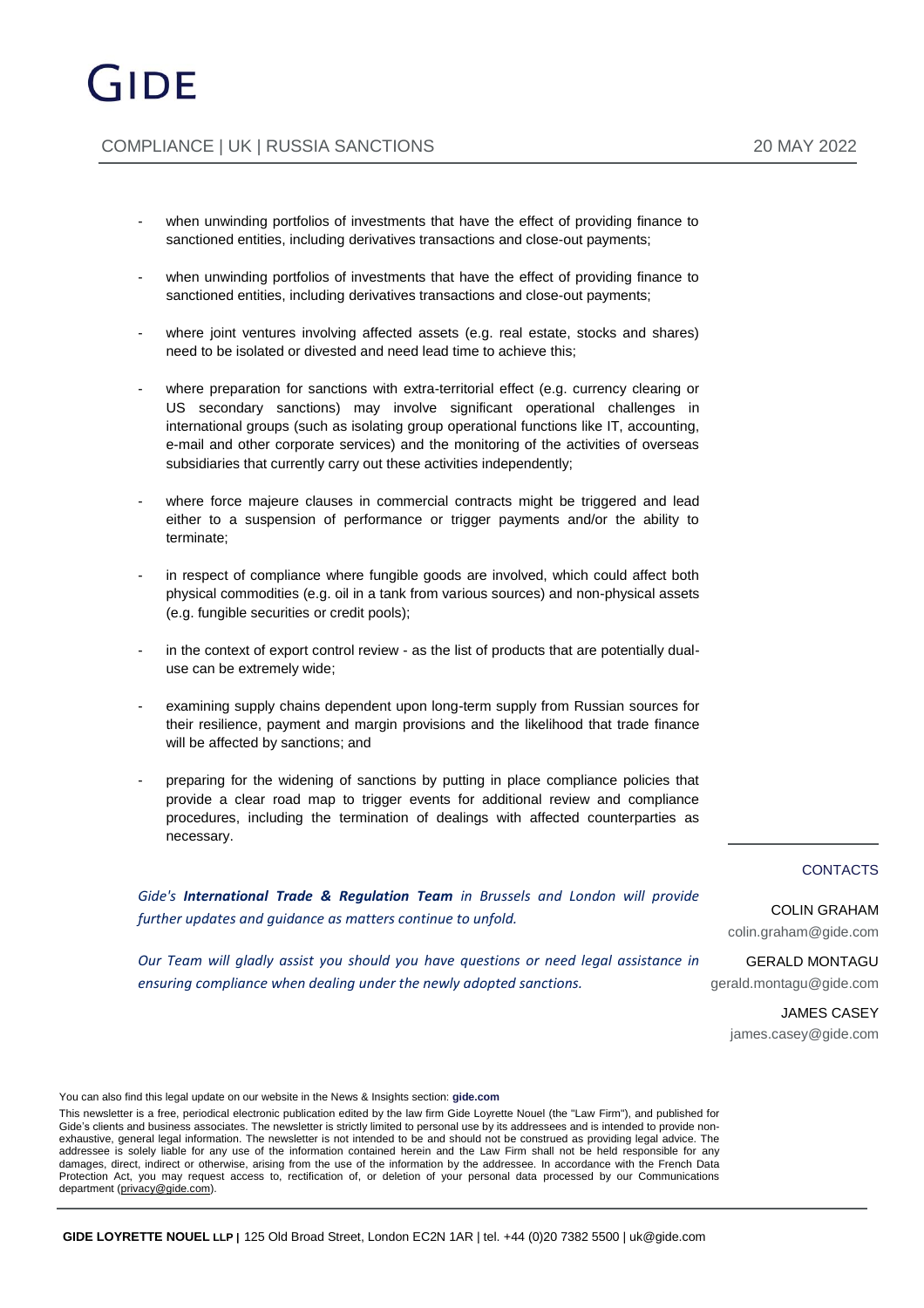- when unwinding portfolios of investments that have the effect of providing finance to sanctioned entities, including derivatives transactions and close-out payments;

- when unwinding portfolios of investments that have the effect of providing finance to sanctioned entities, including derivatives transactions and close-out payments;

- where joint ventures involving affected assets (e.g. real estate, stocks and shares) need to be isolated or divested and need lead time to achieve this;

- where preparation for sanctions with extra-territorial effect (e.g. currency clearing or US secondary sanctions) may involve significant operational challenges in international groups (such as isolating group operational functions like IT, accounting, e-mail and other corporate services) and the monitoring of the activities of overseas subsidiaries that currently carry out these activities independently;

- where force majeure clauses in commercial contracts might be triggered and lead either to a suspension of performance or trigger payments and/or the ability to terminate;

- in respect of compliance where fungible goods are involved, which could affect both physical commodities (e.g. oil in a tank from various sources) and non-physical assets (e.g. fungible securities or credit pools);

- in the context of export control review - as the list of products that are potentially dual-use can be extremely wide;

- examining supply chains dependent upon long-term supply from Russian sources for their resilience, payment and margin provisions and the likelihood that trade finance will be affected by sanctions; and

- preparing for the widening of sanctions by putting in place compliance policies that provide a clear road map to trigger events for additional review and compliance procedures, including the termination of dealings with affected counterparties as necessary.

*Gide's **International Trade & Regulation Team** in Brussels and London will provide further updates and guidance as matters continue to unfold.*

*Our Team will gladly assist you should you have questions or need legal assistance in ensuring compliance when dealing under the newly adopted sanctions.*

CONTACTS

COLIN GRAHAM
colin.graham@gide.com

GERALD MONTAGU
gerald.montagu@gide.com

JAMES CASEY
james.casey@gide.com

You can also find this legal update on our website in the News & Insights section: **gide.com**

This newsletter is a free, periodical electronic publication edited by the law firm Gide Loyrette Nouel (the "Law Firm"), and published for Gide's clients and business associates. The newsletter is strictly limited to personal use by its addressees and is intended to provide non-exhaustive, general legal information. The newsletter is not intended to be and should not be construed as providing legal advice. The addressee is solely liable for any use of the information contained herein and the Law Firm shall not be held responsible for any damages, direct, indirect or otherwise, arising from the use of the information by the addressee. In accordance with the French Data Protection Act, you may request access to, rectification of, or deletion of your personal data processed by our Communications department (privacy@gide.com).

**GIDE LOYRETTE NOUEL LLP** | 125 Old Broad Street, London EC2N 1AR | tel. +44 (0)20 7382 5500 | uk@gide.com